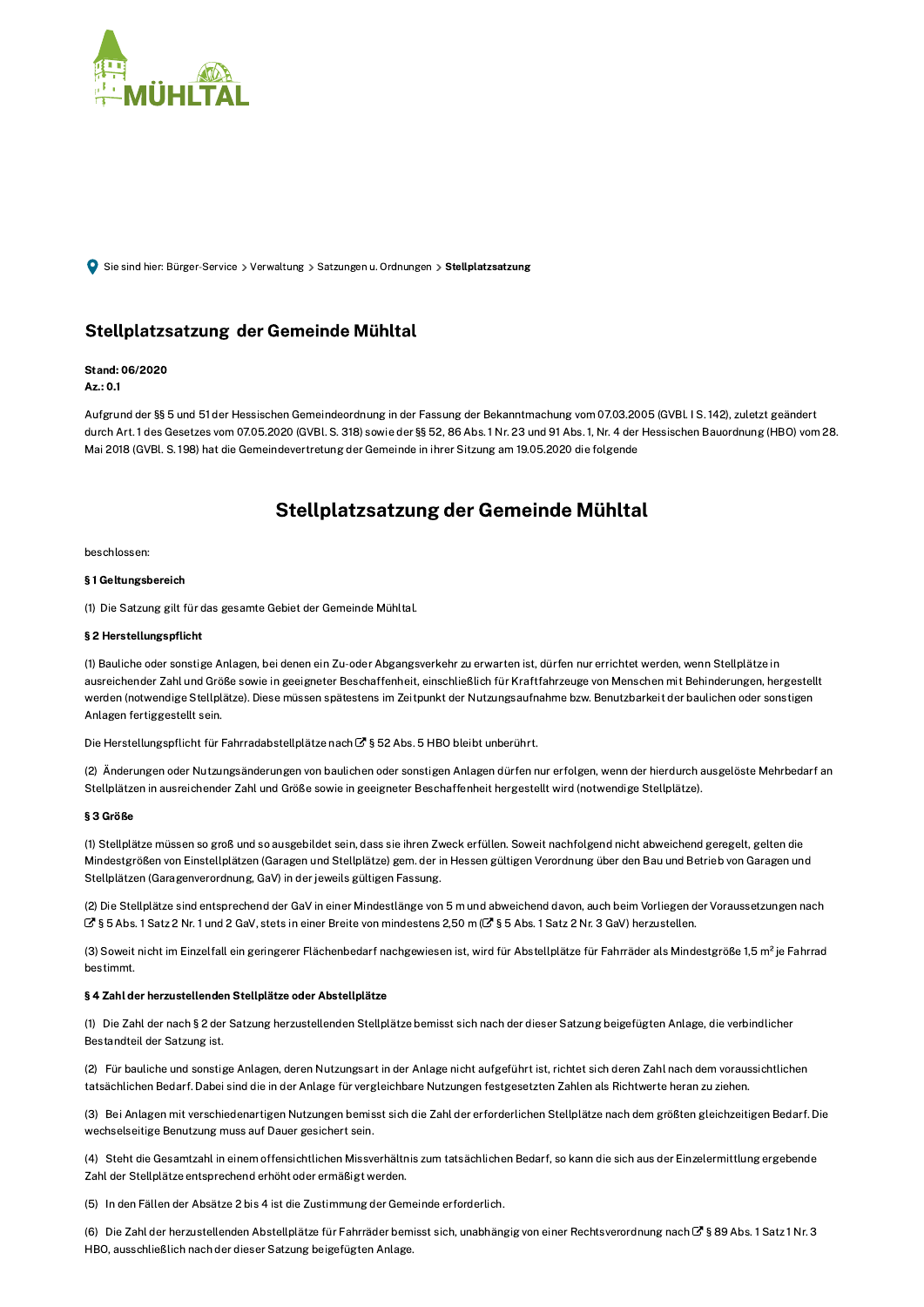Sie sind hier: Bürger-Service > Verwaltung > Satzungen u. Ordnungen > **Stellplatzsatzung**

## Stellplatzsatzung der Gemeinde Mühltal

**Stand: 06/2020**
**Az.: 0.1**

Aufgrund der §§ 5 und 51 der Hessischen Gemeindeordnung in der Fassung der Bekanntmachung vom 07.03.2005 (GVBl. I S. 142), zuletzt geändert durch Art. 1 des Gesetzes vom 07.05.2020 (GVBl. S. 318) sowie der §§ 52, 86 Abs. 1 Nr. 23 und 91 Abs. 1, Nr. 4 der Hessischen Bauordnung (HBO) vom 28. Mai 2018 (GVBl. S. 198) hat die Gemeindevertretung der Gemeinde in ihrer Sitzung am 19.05.2020 die folgende

# Stellplatzsatzung der Gemeinde Mühltal

beschlossen:

**§ 1 Geltungsbereich**

(1) Die Satzung gilt für das gesamte Gebiet der Gemeinde Mühltal.

**§ 2 Herstellungspflicht**

(1) Bauliche oder sonstige Anlagen, bei denen ein Zu-oder Abgangsverkehr zu erwarten ist, dürfen nur errichtet werden, wenn Stellplätze in ausreichender Zahl und Größe sowie in geeigneter Beschaffenheit, einschließlich für Kraftfahrzeuge von Menschen mit Behinderungen, hergestellt werden (notwendige Stellplätze). Diese müssen spätestens im Zeitpunkt der Nutzungsaufnahme bzw. Benutzbarkeit der baulichen oder sonstigen Anlagen fertiggestellt sein.

Die Herstellungspflicht für Fahrradabstellplätze nach § 52 Abs. 5 HBO bleibt unberührt.

(2) Änderungen oder Nutzungsänderungen von baulichen oder sonstigen Anlagen dürfen nur erfolgen, wenn der hierdurch ausgelöste Mehrbedarf an Stellplätzen in ausreichender Zahl und Größe sowie in geeigneter Beschaffenheit hergestellt wird (notwendige Stellplätze).

**§ 3 Größe**

(1) Stellplätze müssen so groß und so ausgebildet sein, dass sie ihren Zweck erfüllen. Soweit nachfolgend nicht abweichend geregelt, gelten die Mindestgrößen von Einstellplätzen (Garagen und Stellplätze) gem. der in Hessen gültigen Verordnung über den Bau und Betrieb von Garagen und Stellplätzen (Garagenverordnung, GaV) in der jeweils gültigen Fassung.

(2) Die Stellplätze sind entsprechend der GaV in einer Mindestlänge von 5 m und abweichend davon, auch beim Vorliegen der Voraussetzungen nach § 5 Abs. 1 Satz 2 Nr. 1 und 2 GaV, stets in einer Breite von mindestens 2,50 m (§ 5 Abs. 1 Satz 2 Nr. 3 GaV) herzustellen.

(3) Soweit nicht im Einzelfall ein geringerer Flächenbedarf nachgewiesen ist, wird für Abstellplätze für Fahrräder als Mindestgröße 1,5 m² je Fahrrad bestimmt.

**§ 4 Zahl der herzustellenden Stellplätze oder Abstellplätze**

(1) Die Zahl der nach § 2 der Satzung herzustellenden Stellplätze bemisst sich nach der dieser Satzung beigefügten Anlage, die verbindlicher Bestandteil der Satzung ist.

(2) Für bauliche und sonstige Anlagen, deren Nutzungsart in der Anlage nicht aufgeführt ist, richtet sich deren Zahl nach dem voraussichtlichen tatsächlichen Bedarf. Dabei sind die in der Anlage für vergleichbare Nutzungen festgesetzten Zahlen als Richtwerte heran zu ziehen.

(3) Bei Anlagen mit verschiedenartigen Nutzungen bemisst sich die Zahl der erforderlichen Stellplätze nach dem größten gleichzeitigen Bedarf. Die wechselseitige Benutzung muss auf Dauer gesichert sein.

(4) Steht die Gesamtzahl in einem offensichtlichen Missverhältnis zum tatsächlichen Bedarf, so kann die sich aus der Einzelermittlung ergebende Zahl der Stellplätze entsprechend erhöht oder ermäßigt werden.

(5) In den Fällen der Absätze 2 bis 4 ist die Zustimmung der Gemeinde erforderlich.

(6) Die Zahl der herzustellenden Abstellplätze für Fahrräder bemisst sich, unabhängig von einer Rechtsverordnung nach § 89 Abs. 1 Satz 1 Nr. 3 HBO, ausschließlich nach der dieser Satzung beigefügten Anlage.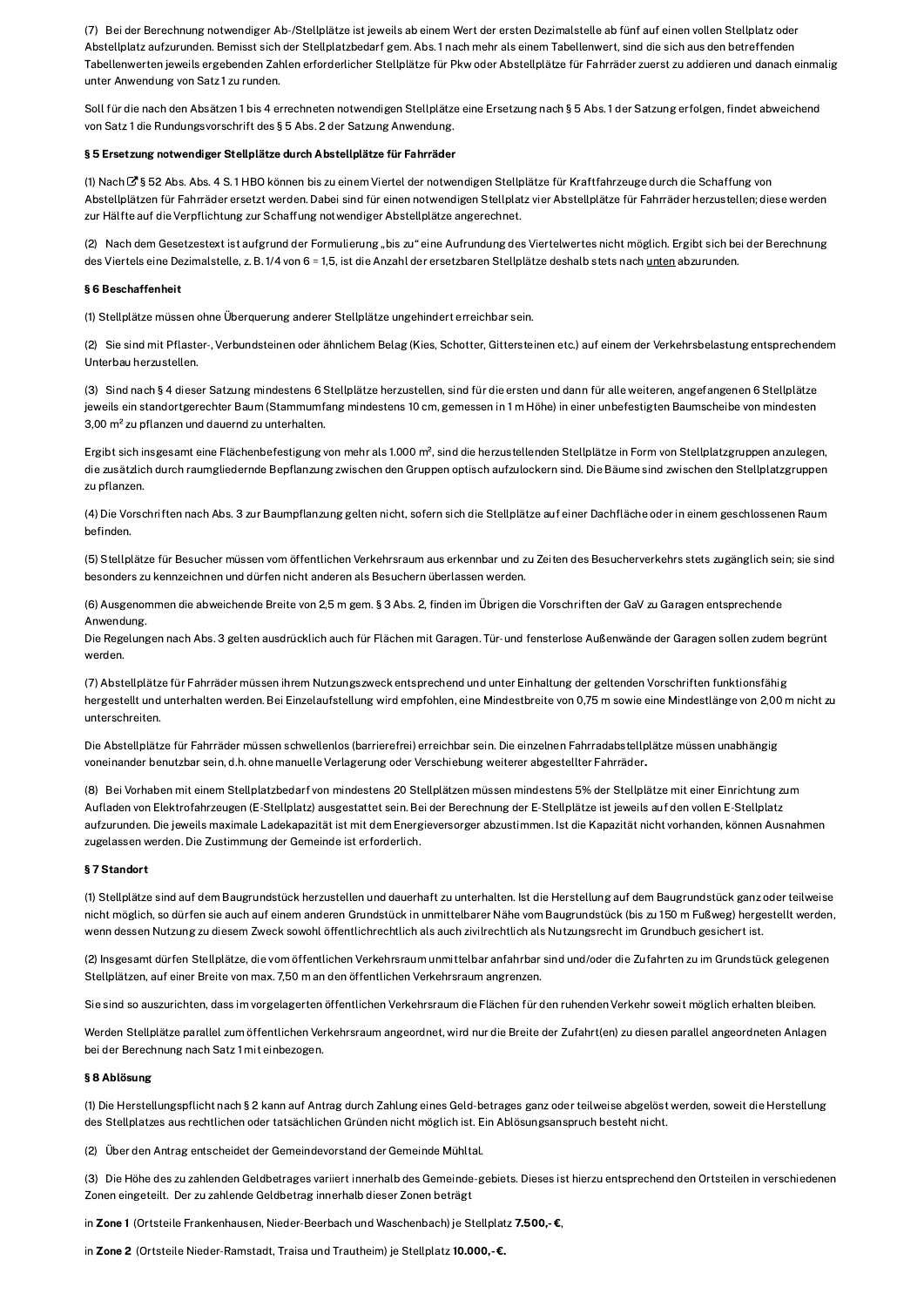(7) Bei der Berechnung notwendiger Ab-/Stellplätze ist jeweils ab einem Wert der ersten Dezimalstelle ab fünf auf einen vollen Stellplatz oder Abstellplatz aufzurunden. Bemisst sich der Stellplatzbedarf gem. Abs. 1 nach mehr als einem Tabellenwert, sind die sich aus den betreffenden Tabellenwerten jeweils ergebenden Zahlen erforderlicher Stellplätze für Pkw oder Abstellplätze für Fahrräder zuerst zu addieren und danach einmalig unter Anwendung von Satz 1 zu runden.

Soll für die nach den Absätzen 1 bis 4 errechneten notwendigen Stellplätze eine Ersetzung nach § 5 Abs. 1 der Satzung erfolgen, findet abweichend von Satz 1 die Rundungsvorschrift des § 5 Abs. 2 der Satzung Anwendung.

**§ 5 Ersetzung notwendiger Stellplätze durch Abstellplätze für Fahrräder**

(1) Nach § 52 Abs. Abs. 4 S. 1 HBO können bis zu einem Viertel der notwendigen Stellplätze für Kraftfahrzeuge durch die Schaffung von Abstellplätzen für Fahrräder ersetzt werden. Dabei sind für einen notwendigen Stellplatz vier Abstellplätze für Fahrräder herzustellen; diese werden zur Hälfte auf die Verpflichtung zur Schaffung notwendiger Abstellplätze angerechnet.

(2) Nach dem Gesetzestext ist aufgrund der Formulierung „bis zu" eine Aufrundung des Viertelwertes nicht möglich. Ergibt sich bei der Berechnung des Viertels eine Dezimalstelle, z. B. 1/4 von 6 = 1,5, ist die Anzahl der ersetzbaren Stellplätze deshalb stets nach unten abzurunden.

**§ 6 Beschaffenheit**

(1) Stellplätze müssen ohne Überquerung anderer Stellplätze ungehindert erreichbar sein.

(2) Sie sind mit Pflaster-, Verbundsteinen oder ähnlichem Belag (Kies, Schotter, Gittersteinen etc.) auf einem der Verkehrsbelastung entsprechendem Unterbau herzustellen.

(3) Sind nach § 4 dieser Satzung mindestens 6 Stellplätze herzustellen, sind für die ersten und dann für alle weiteren, angefangenen 6 Stellplätze jeweils ein standortgerechter Baum (Stammumfang mindestens 10 cm, gemessen in 1 m Höhe) in einer unbefestigten Baumscheibe von mindesten 3,00 m² zu pflanzen und dauernd zu unterhalten.

Ergibt sich insgesamt eine Flächenbefestigung von mehr als 1.000 m², sind die herzustellenden Stellplätze in Form von Stellplatzgruppen anzulegen, die zusätzlich durch raumgliedernde Bepflanzung zwischen den Gruppen optisch aufzulockern sind. Die Bäume sind zwischen den Stellplatzgruppen zu pflanzen.

(4) Die Vorschriften nach Abs. 3 zur Baumpflanzung gelten nicht, sofern sich die Stellplätze auf einer Dachfläche oder in einem geschlossenen Raum befinden.

(5) Stellplätze für Besucher müssen vom öffentlichen Verkehrsraum aus erkennbar und zu Zeiten des Besucherverkehrs stets zugänglich sein; sie sind besonders zu kennzeichnen und dürfen nicht anderen als Besuchern überlassen werden.

(6) Ausgenommen die abweichende Breite von 2,5 m gem. § 3 Abs. 2, finden im Übrigen die Vorschriften der GaV zu Garagen entsprechende Anwendung.
Die Regelungen nach Abs. 3 gelten ausdrücklich auch für Flächen mit Garagen. Tür- und fensterlose Außenwände der Garagen sollen zudem begrünt werden.

(7) Abstellplätze für Fahrräder müssen ihrem Nutzungszweck entsprechend und unter Einhaltung der geltenden Vorschriften funktionsfähig hergestellt und unterhalten werden. Bei Einzelaufstellung wird empfohlen, eine Mindestbreite von 0,75 m sowie eine Mindestlänge von 2,00 m nicht zu unterschreiten.

Die Abstellplätze für Fahrräder müssen schwellenlos (barrierefrei) erreichbar sein. Die einzelnen Fahrradabstellplätze müssen unabhängig voneinander benutzbar sein, d.h. ohne manuelle Verlagerung oder Verschiebung weiterer abgestellter Fahrräder.

(8) Bei Vorhaben mit einem Stellplatzbedarf von mindestens 20 Stellplätzen müssen mindestens 5% der Stellplätze mit einer Einrichtung zum Aufladen von Elektrofahrzeugen (E-Stellplatz) ausgestattet sein. Bei der Berechnung der E-Stellplätze ist jeweils auf den vollen E-Stellplatz aufzurunden. Die jeweils maximale Ladekapazität ist mit dem Energieversorger abzustimmen. Ist die Kapazität nicht vorhanden, können Ausnahmen zugelassen werden. Die Zustimmung der Gemeinde ist erforderlich.

**§ 7 Standort**

(1) Stellplätze sind auf dem Baugrundstück herzustellen und dauerhaft zu unterhalten. Ist die Herstellung auf dem Baugrundstück ganz oder teilweise nicht möglich, so dürfen sie auch auf einem anderen Grundstück in unmittelbarer Nähe vom Baugrundstück (bis zu 150 m Fußweg) hergestellt werden, wenn dessen Nutzung zu diesem Zweck sowohl öffentlichrechtlich als auch zivilrechtlich als Nutzungsrecht im Grundbuch gesichert ist.

(2) Insgesamt dürfen Stellplätze, die vom öffentlichen Verkehrsraum unmittelbar anfahrbar sind und/oder die Zufahrten zu im Grundstück gelegenen Stellplätzen, auf einer Breite von max. 7,50 m an den öffentlichen Verkehrsraum angrenzen.

Sie sind so auszurichten, dass im vorgelagerten öffentlichen Verkehrsraum die Flächen für den ruhenden Verkehr soweit möglich erhalten bleiben.

Werden Stellplätze parallel zum öffentlichen Verkehrsraum angeordnet, wird nur die Breite der Zufahrt(en) zu diesen parallel angeordneten Anlagen bei der Berechnung nach Satz 1 mit einbezogen.

**§ 8 Ablösung**

(1) Die Herstellungspflicht nach § 2 kann auf Antrag durch Zahlung eines Geld-betrages ganz oder teilweise abgelöst werden, soweit die Herstellung des Stellplatzes aus rechtlichen oder tatsächlichen Gründen nicht möglich ist. Ein Ablösungsanspruch besteht nicht.

(2) Über den Antrag entscheidet der Gemeindevorstand der Gemeinde Mühltal.

(3) Die Höhe des zu zahlenden Geldbetrages variiert innerhalb des Gemeinde-gebiets. Dieses ist hierzu entsprechend den Ortsteilen in verschiedenen Zonen eingeteilt. Der zu zahlende Geldbetrag innerhalb dieser Zonen beträgt

in **Zone 1** (Ortsteile Frankenhausen, Nieder-Beerbach und Waschenbach) je Stellplatz **7.500,- €**,

in **Zone 2** (Ortsteile Nieder-Ramstadt, Traisa und Trautheim) je Stellplatz **10.000,-€.**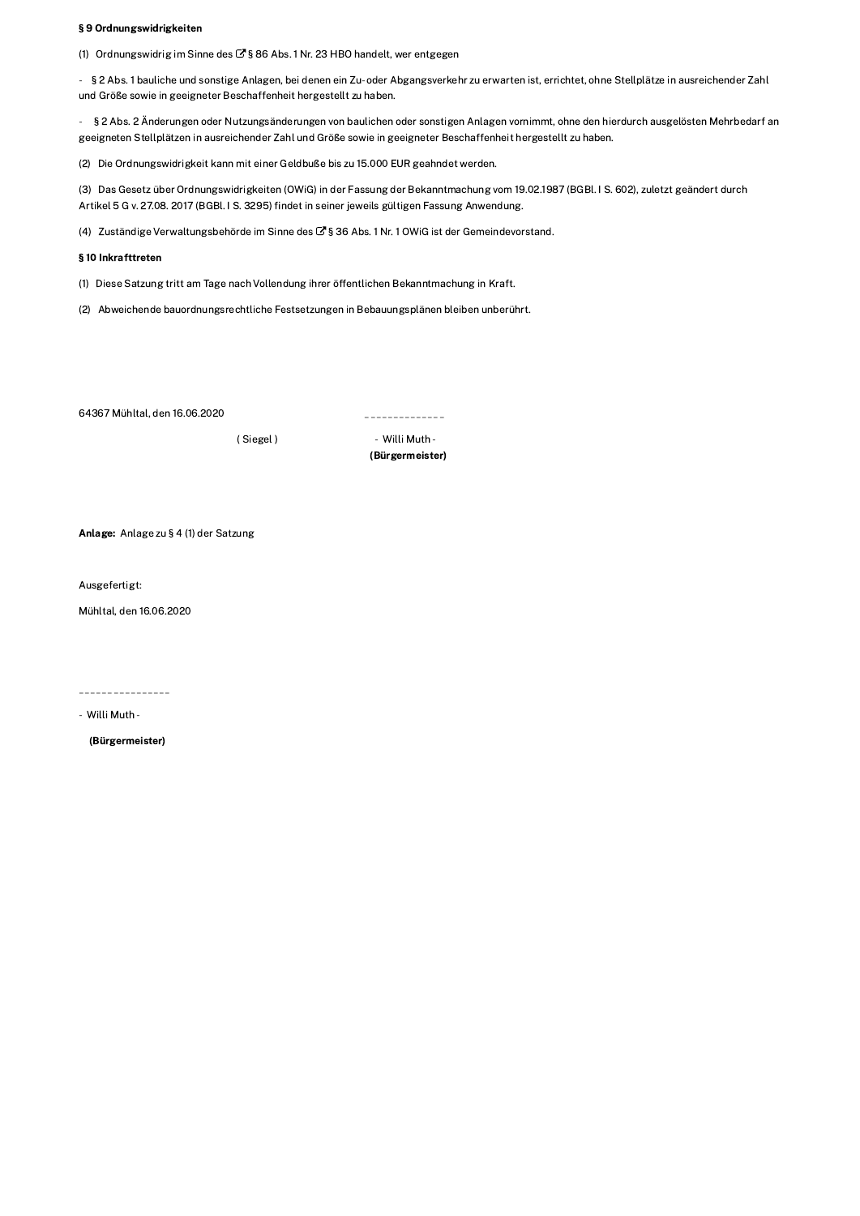**§ 9 Ordnungswidrigkeiten**

(1) Ordnungswidrig im Sinne des § 86 Abs. 1 Nr. 23 HBO handelt, wer entgegen

- § 2 Abs. 1 bauliche und sonstige Anlagen, bei denen ein Zu- oder Abgangsverkehr zu erwarten ist, errichtet, ohne Stellplätze in ausreichender Zahl und Größe sowie in geeigneter Beschaffenheit hergestellt zu haben.

- § 2 Abs. 2 Änderungen oder Nutzungsänderungen von baulichen oder sonstigen Anlagen vornimmt, ohne den hierdurch ausgelösten Mehrbedarf an geeigneten Stellplätzen in ausreichender Zahl und Größe sowie in geeigneter Beschaffenheit hergestellt zu haben.

(2) Die Ordnungswidrigkeit kann mit einer Geldbuße bis zu 15.000 EUR geahndet werden.

(3) Das Gesetz über Ordnungswidrigkeiten (OWiG) in der Fassung der Bekanntmachung vom 19.02.1987 (BGBl. I S. 602), zuletzt geändert durch Artikel 5 G v. 27.08. 2017 (BGBl. I S. 3295) findet in seiner jeweils gültigen Fassung Anwendung.

(4) Zuständige Verwaltungsbehörde im Sinne des § 36 Abs. 1 Nr. 1 OWiG ist der Gemeindevorstand.

**§ 10 Inkrafttreten**

(1) Diese Satzung tritt am Tage nach Vollendung ihrer öffentlichen Bekanntmachung in Kraft.

(2) Abweichende bauordnungsrechtliche Festsetzungen in Bebauungsplänen bleiben unberührt.

64367 Mühltal, den 16.06.2020

( Siegel )

\- Willi Muth -
**(Bürgermeister)**

**Anlage:** Anlage zu § 4 (1) der Satzung

Ausgefertigt:

Mühltal, den 16.06.2020

\- Willi Muth -

**(Bürgermeister)**